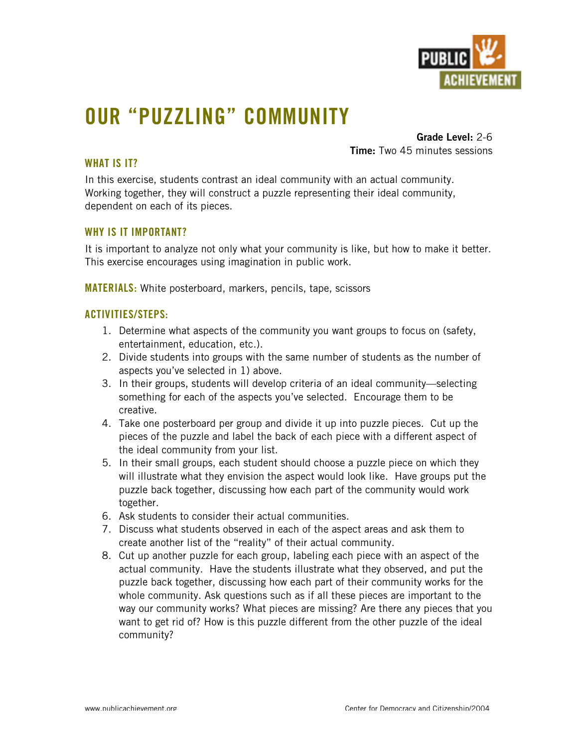# OUR "PUZZLING" COMMUNITY

**Grade Level:** 2-6
**Time:** Two 45 minutes sessions

## WHAT IS IT?

In this exercise, students contrast an ideal community with an actual community. Working together, they will construct a puzzle representing their ideal community, dependent on each of its pieces.

## WHY IS IT IMPORTANT?

It is important to analyze not only what your community is like, but how to make it better. This exercise encourages using imagination in public work.

**MATERIALS:** White posterboard, markers, pencils, tape, scissors

## ACTIVITIES/STEPS:

1. Determine what aspects of the community you want groups to focus on (safety, entertainment, education, etc.).
2. Divide students into groups with the same number of students as the number of aspects you've selected in 1) above.
3. In their groups, students will develop criteria of an ideal community—selecting something for each of the aspects you've selected. Encourage them to be creative.
4. Take one posterboard per group and divide it up into puzzle pieces. Cut up the pieces of the puzzle and label the back of each piece with a different aspect of the ideal community from your list.
5. In their small groups, each student should choose a puzzle piece on which they will illustrate what they envision the aspect would look like. Have groups put the puzzle back together, discussing how each part of the community would work together.
6. Ask students to consider their actual communities.
7. Discuss what students observed in each of the aspect areas and ask them to create another list of the "reality" of their actual community.
8. Cut up another puzzle for each group, labeling each piece with an aspect of the actual community. Have the students illustrate what they observed, and put the puzzle back together, discussing how each part of their community works for the whole community. Ask questions such as if all these pieces are important to the way our community works? What pieces are missing? Are there any pieces that you want to get rid of? How is this puzzle different from the other puzzle of the ideal community?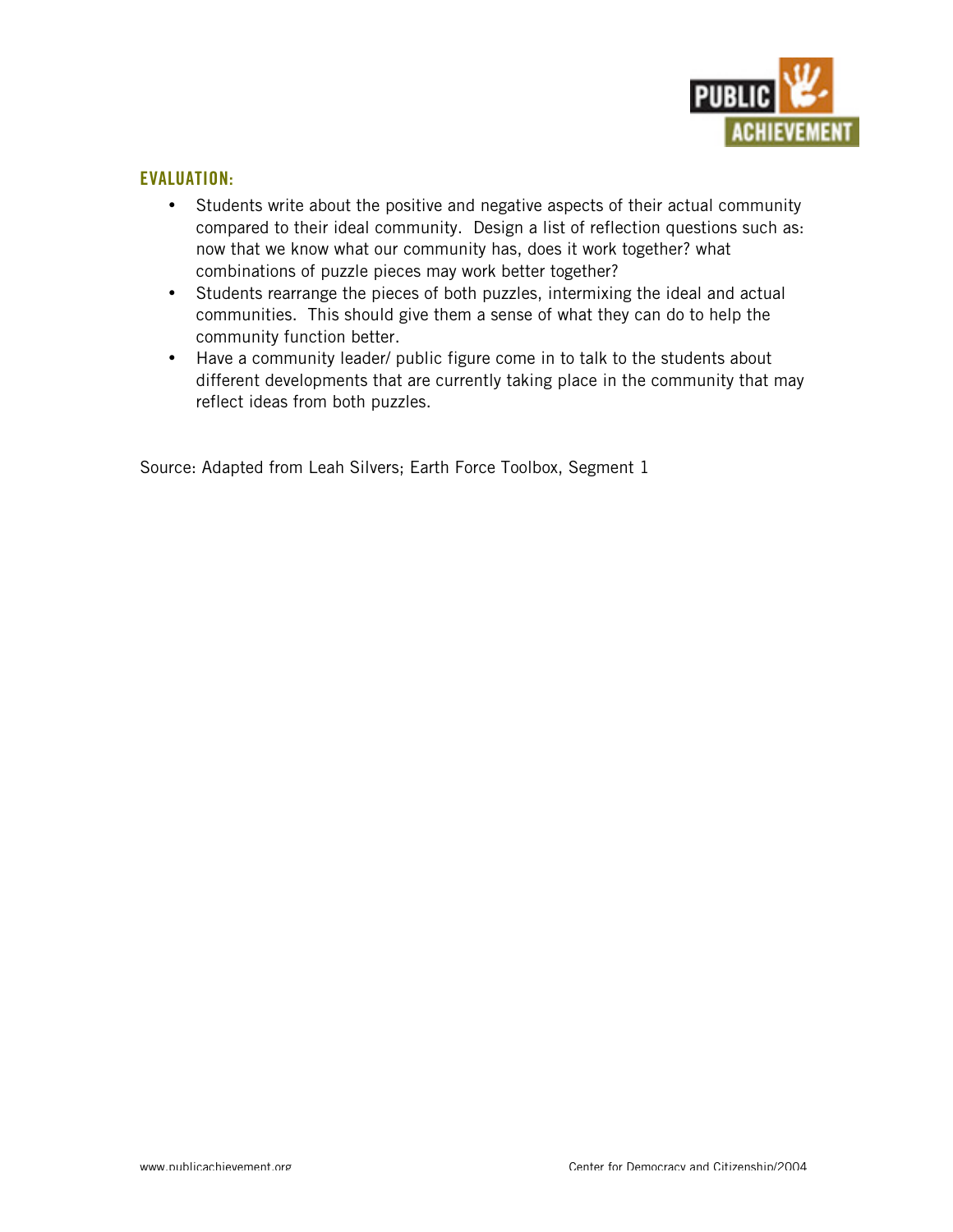## EVALUATION:

- Students write about the positive and negative aspects of their actual community compared to their ideal community. Design a list of reflection questions such as: now that we know what our community has, does it work together? what combinations of puzzle pieces may work better together?
- Students rearrange the pieces of both puzzles, intermixing the ideal and actual communities. This should give them a sense of what they can do to help the community function better.
- Have a community leader/ public figure come in to talk to the students about different developments that are currently taking place in the community that may reflect ideas from both puzzles.

Source: Adapted from Leah Silvers; Earth Force Toolbox, Segment 1